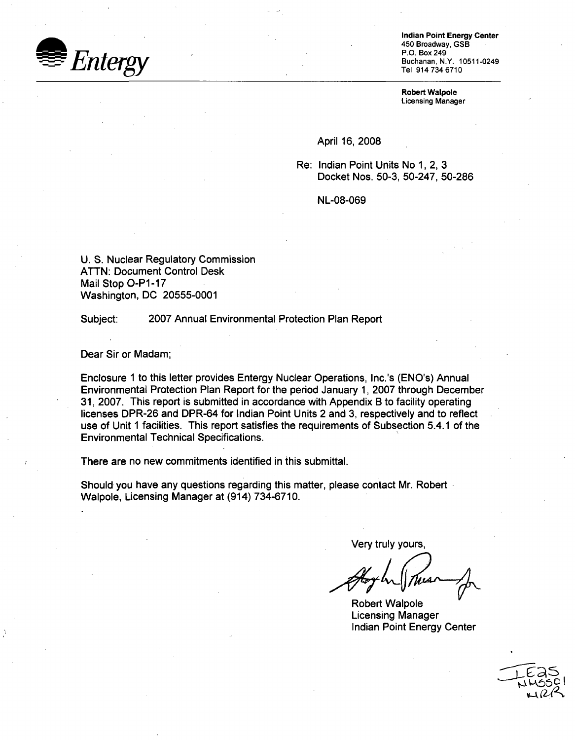**Entergy**

**Indian Point Energy Center**
450 Broadway, GSB
P.O. Box 249
Buchanan, N.Y. 10511-0249
Tel 914 734 6710

**Robert Walpole**
Licensing Manager

April 16, 2008

Re: Indian Point Units No 1, 2, 3
Docket Nos. 50-3, 50-247, 50-286

NL-08-069

U. S. Nuclear Regulatory Commission
ATTN: Document Control Desk
Mail Stop O-P1-17
Washington, DC 20555-0001

Subject: 2007 Annual Environmental Protection Plan Report

Dear Sir or Madam;

Enclosure 1 to this letter provides Entergy Nuclear Operations, Inc.'s (ENO's) Annual Environmental Protection Plan Report for the period January 1, 2007 through December 31, 2007. This report is submitted in accordance with Appendix B to facility operating licenses DPR-26 and DPR-64 for Indian Point Units 2 and 3, respectively and to reflect use of Unit 1 facilities. This report satisfies the requirements of Subsection 5.4.1 of the Environmental Technical Specifications.

There are no new commitments identified in this submittal.

Should you have any questions regarding this matter, please contact Mr. Robert Walpole, Licensing Manager at (914) 734-6710.

Very truly yours,

Robert Walpole
Licensing Manager
Indian Point Energy Center

IE25
NMSS01
NRR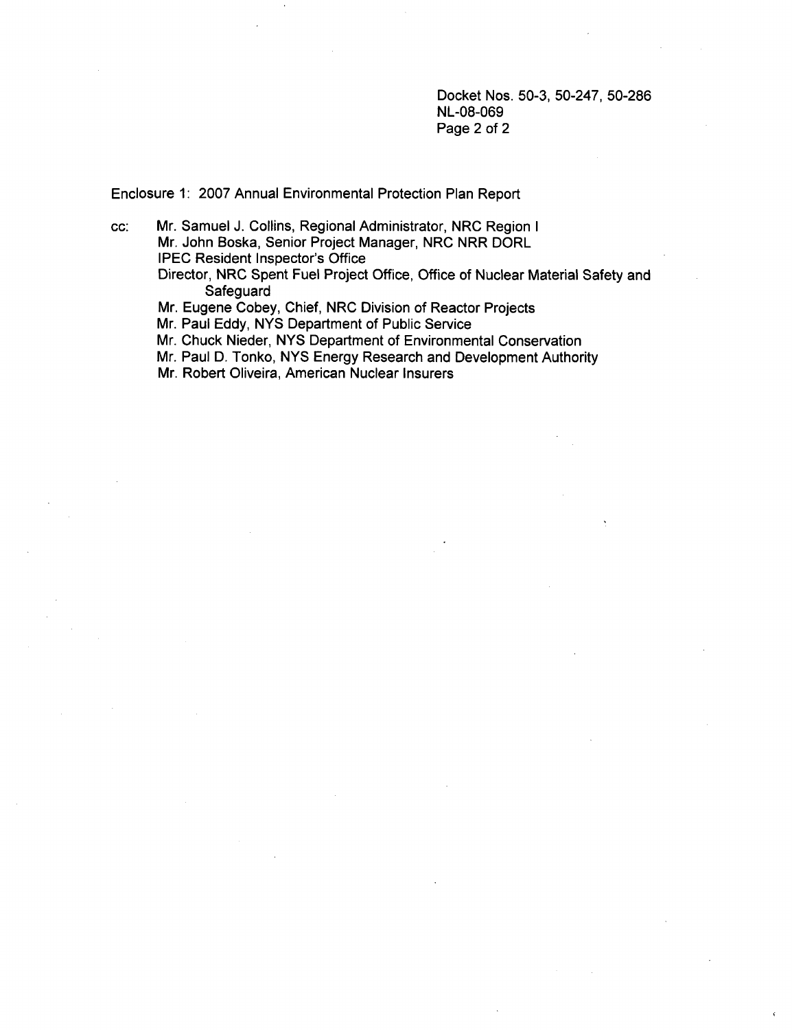Docket Nos. 50-3, 50-247, 50-286
NL-08-069

Enclosure 1: 2007 Annual Environmental Protection Plan Report

cc: Mr. Samuel J. Collins, Regional Administrator, NRC Region I
Mr. John Boska, Senior Project Manager, NRC NRR DORL
IPEC Resident Inspector's Office
Director, NRC Spent Fuel Project Office, Office of Nuclear Material Safety and Safeguard
Mr. Eugene Cobey, Chief, NRC Division of Reactor Projects
Mr. Paul Eddy, NYS Department of Public Service
Mr. Chuck Nieder, NYS Department of Environmental Conservation
Mr. Paul D. Tonko, NYS Energy Research and Development Authority
Mr. Robert Oliveira, American Nuclear Insurers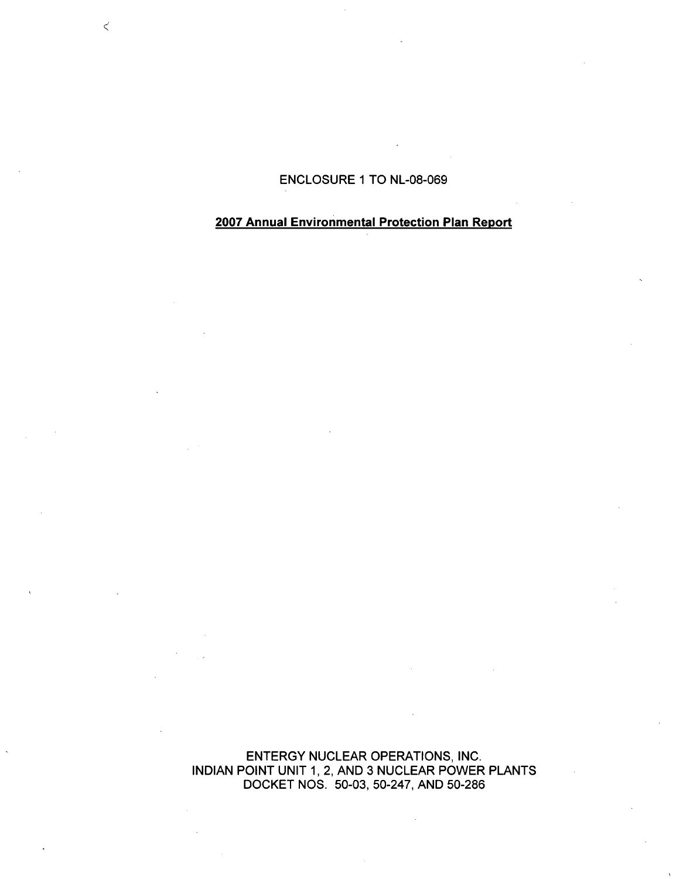ENCLOSURE 1 TO NL-08-069

**2007 Annual Environmental Protection Plan Report**

ENTERGY NUCLEAR OPERATIONS, INC.
INDIAN POINT UNIT 1, 2, AND 3 NUCLEAR POWER PLANTS
DOCKET NOS. 50-03, 50-247, AND 50-286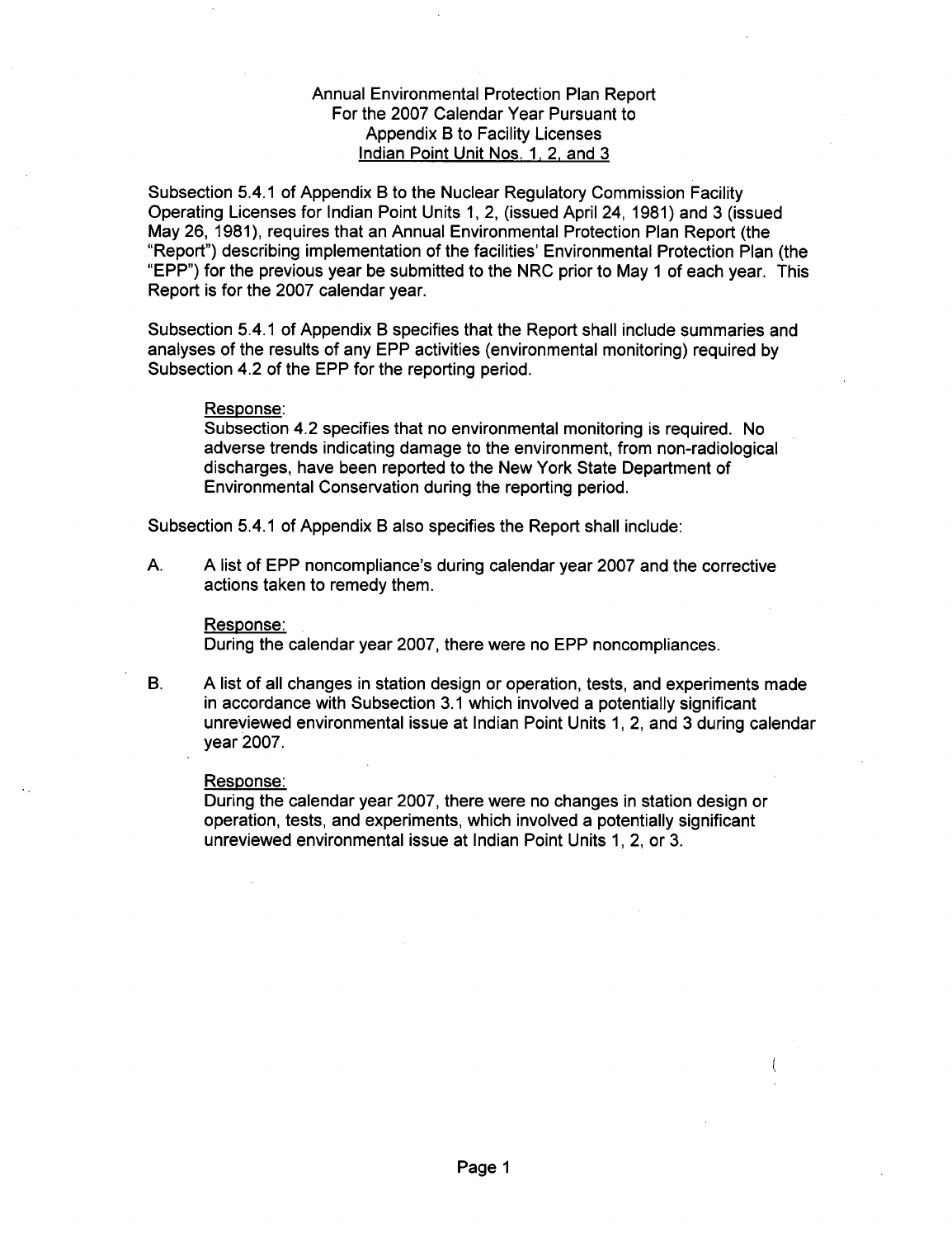# Annual Environmental Protection Plan Report For the 2007 Calendar Year Pursuant to Appendix B to Facility Licenses Indian Point Unit Nos. 1, 2, and 3

Subsection 5.4.1 of Appendix B to the Nuclear Regulatory Commission Facility Operating Licenses for Indian Point Units 1, 2, (issued April 24, 1981) and 3 (issued May 26, 1981), requires that an Annual Environmental Protection Plan Report (the "Report") describing implementation of the facilities' Environmental Protection Plan (the "EPP") for the previous year be submitted to the NRC prior to May 1 of each year. This Report is for the 2007 calendar year.

Subsection 5.4.1 of Appendix B specifies that the Report shall include summaries and analyses of the results of any EPP activities (environmental monitoring) required by Subsection 4.2 of the EPP for the reporting period.

<u>Response</u>:
Subsection 4.2 specifies that no environmental monitoring is required. No adverse trends indicating damage to the environment, from non-radiological discharges, have been reported to the New York State Department of Environmental Conservation during the reporting period.

Subsection 5.4.1 of Appendix B also specifies the Report shall include:

A. A list of EPP noncompliance's during calendar year 2007 and the corrective actions taken to remedy them.

<u>Response</u>:
During the calendar year 2007, there were no EPP noncompliances.

B. A list of all changes in station design or operation, tests, and experiments made in accordance with Subsection 3.1 which involved a potentially significant unreviewed environmental issue at Indian Point Units 1, 2, and 3 during calendar year 2007.

<u>Response</u>:
During the calendar year 2007, there were no changes in station design or operation, tests, and experiments, which involved a potentially significant unreviewed environmental issue at Indian Point Units 1, 2, or 3.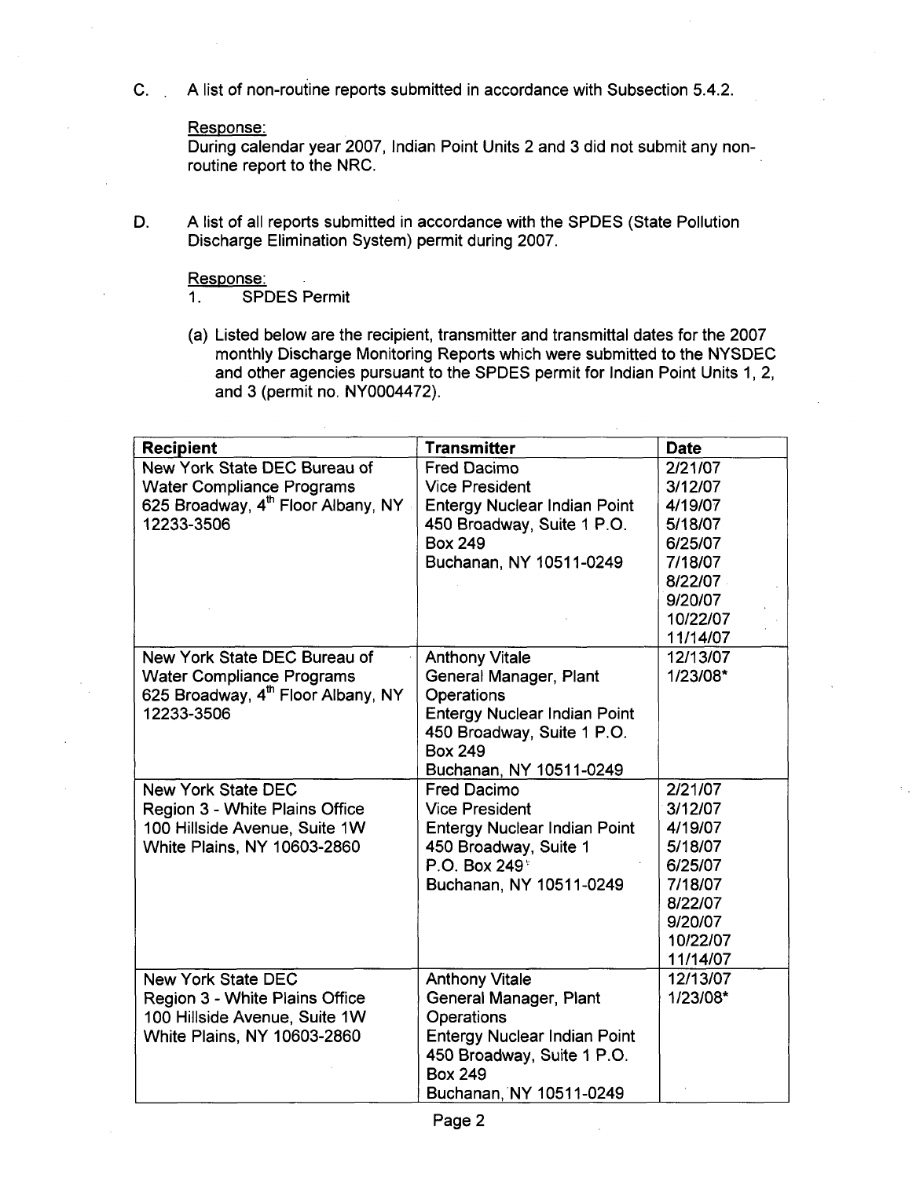C. A list of non-routine reports submitted in accordance with Subsection 5.4.2.

Response:
During calendar year 2007, Indian Point Units 2 and 3 did not submit any non-routine report to the NRC.

D. A list of all reports submitted in accordance with the SPDES (State Pollution Discharge Elimination System) permit during 2007.

Response:
1. SPDES Permit

(a) Listed below are the recipient, transmitter and transmittal dates for the 2007 monthly Discharge Monitoring Reports which were submitted to the NYSDEC and other agencies pursuant to the SPDES permit for Indian Point Units 1, 2, and 3 (permit no. NY0004472).

| Recipient | Transmitter | Date |
|---|---|---|
| New York State DEC Bureau of Water Compliance Programs 625 Broadway, 4th Floor Albany, NY 12233-3506 | Fred Dacimo Vice President Entergy Nuclear Indian Point 450 Broadway, Suite 1 P.O. Box 249 Buchanan, NY 10511-0249 | 2/21/07 3/12/07 4/19/07 5/18/07 6/25/07 7/18/07 8/22/07 9/20/07 10/22/07 11/14/07 |
| New York State DEC Bureau of Water Compliance Programs 625 Broadway, 4th Floor Albany, NY 12233-3506 | Anthony Vitale General Manager, Plant Operations Entergy Nuclear Indian Point 450 Broadway, Suite 1 P.O. Box 249 Buchanan, NY 10511-0249 | 12/13/07 1/23/08* |
| New York State DEC Region 3 - White Plains Office 100 Hillside Avenue, Suite 1W White Plains, NY 10603-2860 | Fred Dacimo Vice President Entergy Nuclear Indian Point 450 Broadway, Suite 1 P.O. Box 249 Buchanan, NY 10511-0249 | 2/21/07 3/12/07 4/19/07 5/18/07 6/25/07 7/18/07 8/22/07 9/20/07 10/22/07 11/14/07 |
| New York State DEC Region 3 - White Plains Office 100 Hillside Avenue, Suite 1W White Plains, NY 10603-2860 | Anthony Vitale General Manager, Plant Operations Entergy Nuclear Indian Point 450 Broadway, Suite 1 P.O. Box 249 Buchanan, NY 10511-0249 | 12/13/07 1/23/08* |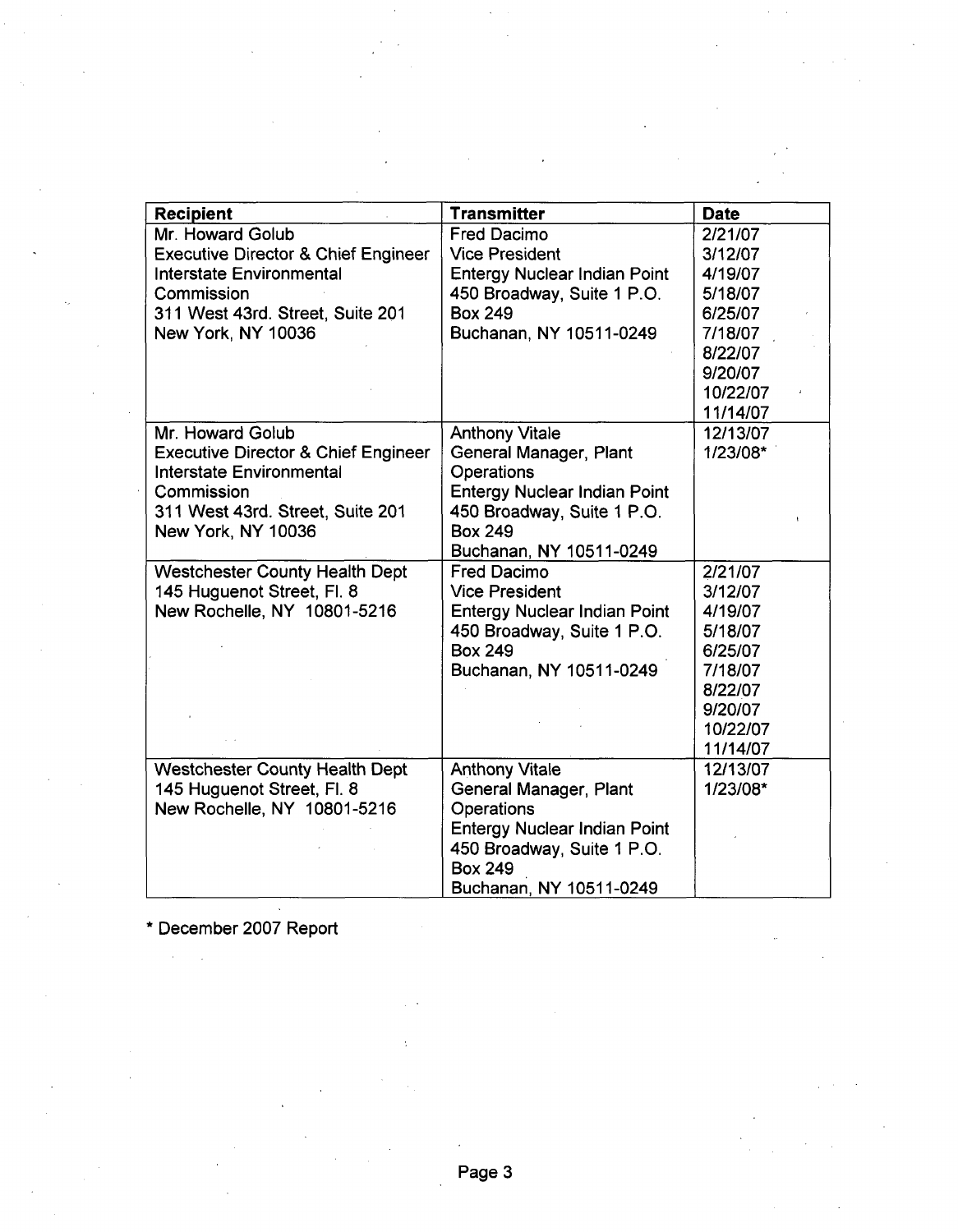| Recipient | Transmitter | Date |
|---|---|---|
| Mr. Howard Golub<br>Executive Director & Chief Engineer<br>Interstate Environmental Commission<br>311 West 43rd. Street, Suite 201<br>New York, NY 10036 | Fred Dacimo<br>Vice President<br>Entergy Nuclear Indian Point<br>450 Broadway, Suite 1 P.O. Box 249<br>Buchanan, NY 10511-0249 | 2/21/07<br>3/12/07<br>4/19/07<br>5/18/07<br>6/25/07<br>7/18/07<br>8/22/07<br>9/20/07<br>10/22/07<br>11/14/07 |
| Mr. Howard Golub<br>Executive Director & Chief Engineer<br>Interstate Environmental Commission<br>311 West 43rd. Street, Suite 201<br>New York, NY 10036 | Anthony Vitale<br>General Manager, Plant Operations<br>Entergy Nuclear Indian Point<br>450 Broadway, Suite 1 P.O. Box 249<br>Buchanan, NY 10511-0249 | 12/13/07<br>1/23/08* |
| Westchester County Health Dept<br>145 Huguenot Street, Fl. 8<br>New Rochelle, NY 10801-5216 | Fred Dacimo<br>Vice President<br>Entergy Nuclear Indian Point<br>450 Broadway, Suite 1 P.O. Box 249<br>Buchanan, NY 10511-0249 | 2/21/07<br>3/12/07<br>4/19/07<br>5/18/07<br>6/25/07<br>7/18/07<br>8/22/07<br>9/20/07<br>10/22/07<br>11/14/07 |
| Westchester County Health Dept<br>145 Huguenot Street, Fl. 8<br>New Rochelle, NY 10801-5216 | Anthony Vitale<br>General Manager, Plant Operations<br>Entergy Nuclear Indian Point<br>450 Broadway, Suite 1 P.O. Box 249<br>Buchanan, NY 10511-0249 | 12/13/07<br>1/23/08* |

* December 2007 Report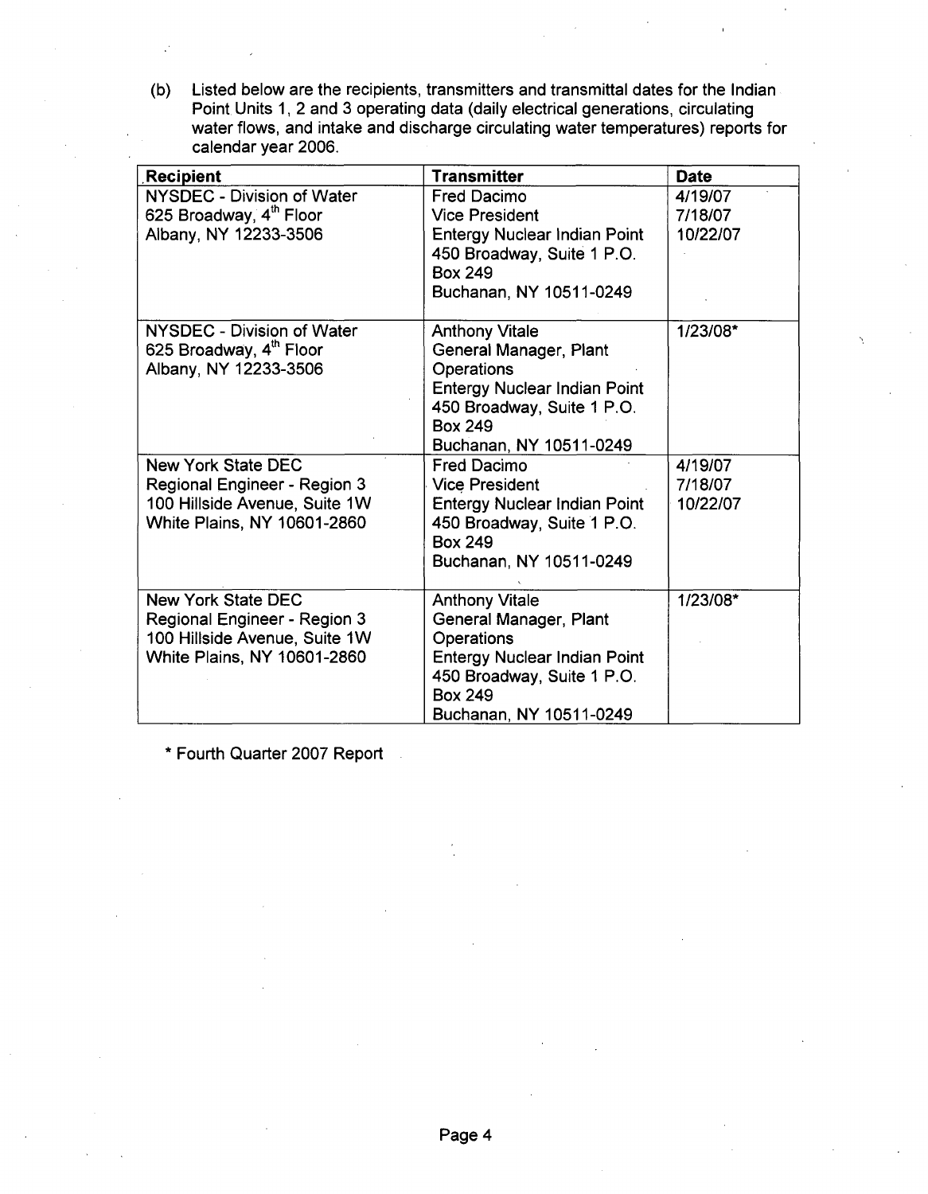(b) Listed below are the recipients, transmitters and transmittal dates for the Indian Point Units 1, 2 and 3 operating data (daily electrical generations, circulating water flows, and intake and discharge circulating water temperatures) reports for calendar year 2006.

| Recipient | Transmitter | Date |
|---|---|---|
| NYSDEC - Division of Water<br>625 Broadway, 4th Floor<br>Albany, NY 12233-3506 | Fred Dacimo<br>Vice President<br>Entergy Nuclear Indian Point<br>450 Broadway, Suite 1 P.O. Box 249<br>Buchanan, NY 10511-0249 | 4/19/07<br>7/18/07<br>10/22/07 |
| NYSDEC - Division of Water<br>625 Broadway, 4th Floor<br>Albany, NY 12233-3506 | Anthony Vitale<br>General Manager, Plant Operations<br>Entergy Nuclear Indian Point<br>450 Broadway, Suite 1 P.O. Box 249<br>Buchanan, NY 10511-0249 | 1/23/08* |
| New York State DEC<br>Regional Engineer - Region 3<br>100 Hillside Avenue, Suite 1W<br>White Plains, NY 10601-2860 | Fred Dacimo<br>Vice President<br>Entergy Nuclear Indian Point<br>450 Broadway, Suite 1 P.O. Box 249<br>Buchanan, NY 10511-0249 | 4/19/07<br>7/18/07<br>10/22/07 |
| New York State DEC<br>Regional Engineer - Region 3<br>100 Hillside Avenue, Suite 1W<br>White Plains, NY 10601-2860 | Anthony Vitale<br>General Manager, Plant Operations<br>Entergy Nuclear Indian Point<br>450 Broadway, Suite 1 P.O. Box 249<br>Buchanan, NY 10511-0249 | 1/23/08* |

* Fourth Quarter 2007 Report